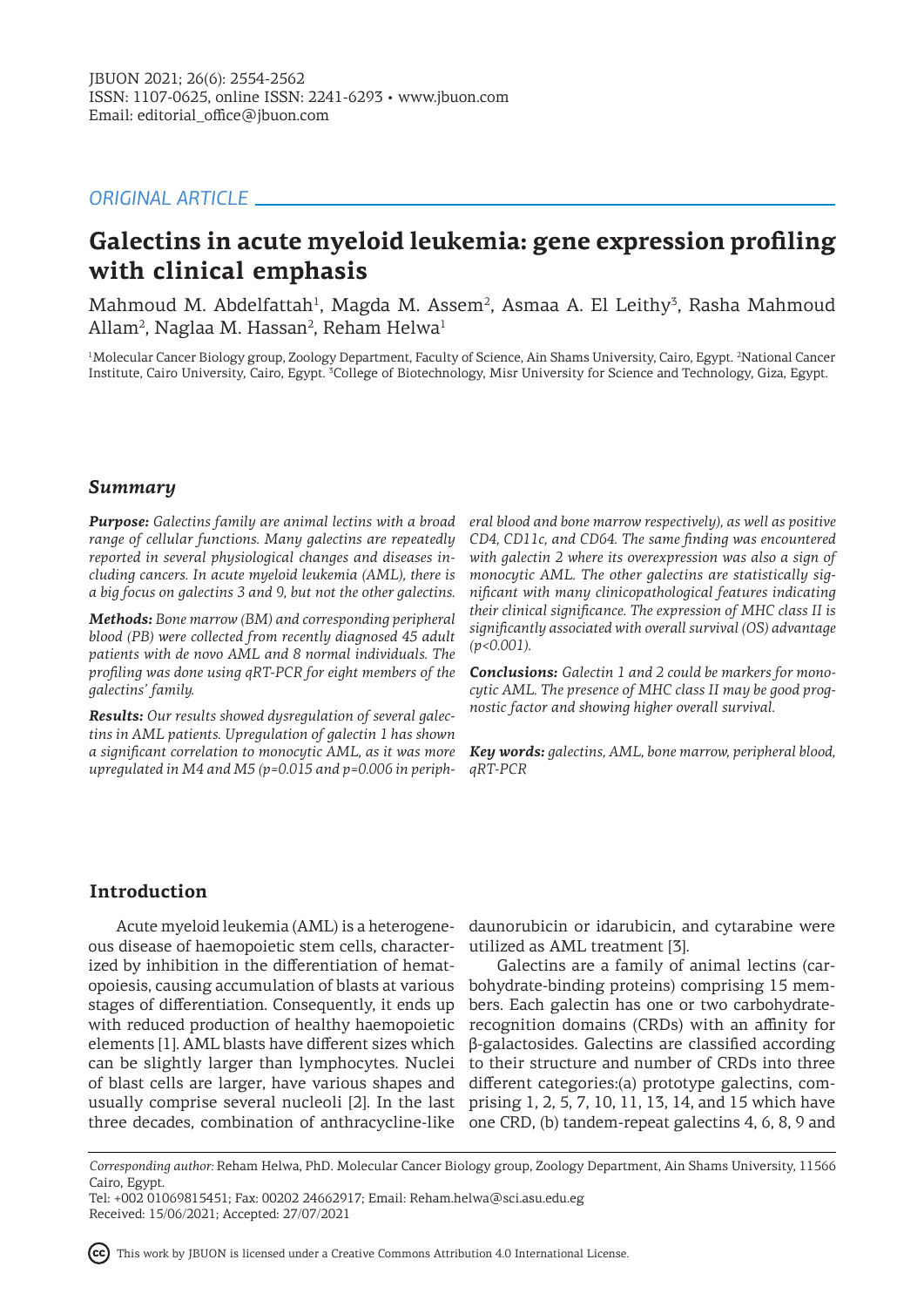ORIGINAL ARTICLE

# Galectins in acute myeloid leukemia: gene expression profiling with clinical emphasis

Mahmoud M. Abdelfattah[1], Magda M. Assem[2], Asmaa A. El Leithy[3], Rasha Mahmoud Allam[2], Naglaa M. Hassan[2], Reham Helwa[1]

[1]Molecular Cancer Biology group, Zoology Department, Faculty of Science, Ain Shams University, Cairo, Egypt. [2]National Cancer Institute, Cairo University, Cairo, Egypt. [3]College of Biotechnology, Misr University for Science and Technology, Giza, Egypt.

## Summary

***Purpose:*** *Galectins family are animal lectins with a broad range of cellular functions. Many galectins are repeatedly reported in several physiological changes and diseases including cancers. In acute myeloid leukemia (AML), there is a big focus on galectins 3 and 9, but not the other galectins.*

***Methods:*** *Bone marrow (BM) and corresponding peripheral blood (PB) were collected from recently diagnosed 45 adult patients with de novo AML and 8 normal individuals. The profiling was done using qRT-PCR for eight members of the galectins' family.*

***Results:*** *Our results showed dysregulation of several galectins in AML patients. Upregulation of galectin 1 has shown a significant correlation to monocytic AML, as it was more upregulated in M4 and M5 (p=0.015 and p=0.006 in peripheral blood and bone marrow respectively), as well as positive CD4, CD11c, and CD64. The same finding was encountered with galectin 2 where its overexpression was also a sign of monocytic AML. The other galectins are statistically significant with many clinicopathological features indicating their clinical significance. The expression of MHC class II is significantly associated with overall survival (OS) advantage (p<0.001).*

***Conclusions:*** *Galectin 1 and 2 could be markers for monocytic AML. The presence of MHC class II may be good prognostic factor and showing higher overall survival.*

***Key words:*** *galectins, AML, bone marrow, peripheral blood, qRT-PCR*

## Introduction

Acute myeloid leukemia (AML) is a heterogeneous disease of haemopoietic stem cells, characterized by inhibition in the differentiation of hematopoiesis, causing accumulation of blasts at various stages of differentiation. Consequently, it ends up with reduced production of healthy haemopoietic elements [1]. AML blasts have different sizes which can be slightly larger than lymphocytes. Nuclei of blast cells are larger, have various shapes and usually comprise several nucleoli [2]. In the last three decades, combination of anthracycline-like daunorubicin or idarubicin, and cytarabine were utilized as AML treatment [3].

Galectins are a family of animal lectins (carbohydrate-binding proteins) comprising 15 members. Each galectin has one or two carbohydrate-recognition domains (CRDs) with an affinity for β-galactosides. Galectins are classified according to their structure and number of CRDs into three different categories:(a) prototype galectins, comprising 1, 2, 5, 7, 10, 11, 13, 14, and 15 which have one CRD, (b) tandem-repeat galectins 4, 6, 8, 9 and

*Corresponding author:* Reham Helwa, PhD. Molecular Cancer Biology group, Zoology Department, Ain Shams University, 11566 Cairo, Egypt.
Tel: +002 01069815451; Fax: 00202 24662917; Email: Reham.helwa@sci.asu.edu.eg
Received: 15/06/2021; Accepted: 27/07/2021

This work by JBUON is licensed under a Creative Commons Attribution 4.0 International License.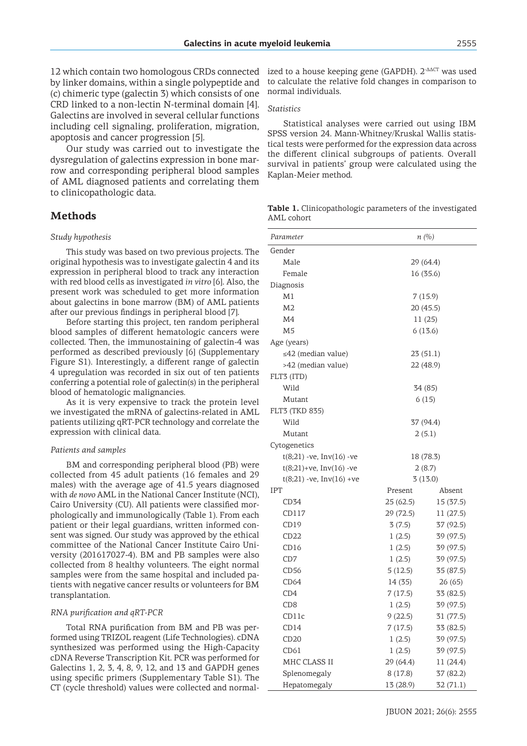12 which contain two homologous CRDs connected by linker domains, within a single polypeptide and (c) chimeric type (galectin 3) which consists of one CRD linked to a non-lectin N-terminal domain [4]. Galectins are involved in several cellular functions including cell signaling, proliferation, migration, apoptosis and cancer progression [5].

Our study was carried out to investigate the dysregulation of galectins expression in bone marrow and corresponding peripheral blood samples of AML diagnosed patients and correlating them to clinicopathologic data.

## Methods

### *Study hypothesis*

This study was based on two previous projects. The original hypothesis was to investigate galectin 4 and its expression in peripheral blood to track any interaction with red blood cells as investigated *in vitro* [6]. Also, the present work was scheduled to get more information about galectins in bone marrow (BM) of AML patients after our previous findings in peripheral blood [7].

Before starting this project, ten random peripheral blood samples of different hematologic cancers were collected. Then, the immunostaining of galectin-4 was performed as described previously [6] (Supplementary Figure S1). Interestingly, a different range of galectin 4 upregulation was recorded in six out of ten patients conferring a potential role of galectin(s) in the peripheral blood of hematologic malignancies.

As it is very expensive to track the protein level we investigated the mRNA of galectins-related in AML patients utilizing qRT-PCR technology and correlate the expression with clinical data.

### *Patients and samples*

BM and corresponding peripheral blood (PB) were collected from 45 adult patients (16 females and 29 males) with the average age of 41.5 years diagnosed with *de novo* AML in the National Cancer Institute (NCI), Cairo University (CU). All patients were classified morphologically and immunologically (Table 1). From each patient or their legal guardians, written informed consent was signed. Our study was approved by the ethical committee of the National Cancer Institute Cairo University (201617027-4). BM and PB samples were also collected from 8 healthy volunteers. The eight normal samples were from the same hospital and included patients with negative cancer results or volunteers for BM transplantation.

### *RNA purification and qRT-PCR*

Total RNA purification from BM and PB was performed using TRIZOL reagent (Life Technologies). cDNA synthesized was performed using the High-Capacity cDNA Reverse Transcription Kit. PCR was performed for Galectins 1, 2, 3, 4, 8, 9, 12, and 13 and GAPDH genes using specific primers (Supplementary Table S1). The CT (cycle threshold) values were collected and normalized to a house keeping gene (GAPDH). $2^{-\Delta\Delta CT}$ was used to calculate the relative fold changes in comparison to normal individuals.

### *Statistics*

Statistical analyses were carried out using IBM SPSS version 24. Mann-Whitney/Kruskal Wallis statistical tests were performed for the expression data across the different clinical subgroups of patients. Overall survival in patients' group were calculated using the Kaplan-Meier method.

**Table 1.** Clinicopathologic parameters of the investigated AML cohort

| *Parameter* | *n (%)* | |
|---|---|---|
| Gender | | |
| Male | 29 (64.4) | |
| Female | 16 (35.6) | |
| Diagnosis | | |
| M1 | 7 (15.9) | |
| M2 | 20 (45.5) | |
| M4 | 11 (25) | |
| M5 | 6 (13.6) | |
| Age (years) | | |
| ≤42 (median value) | 23 (51.1) | |
| >42 (median value) | 22 (48.9) | |
| FLT3 (ITD) | | |
| Wild | 34 (85) | |
| Mutant | 6 (15) | |
| FLT3 (TKD 835) | | |
| Wild | 37 (94.4) | |
| Mutant | 2 (5.1) | |
| Cytogenetics | | |
| t(8;21) -ve, Inv(16) -ve | 18 (78.3) | |
| t(8;21)+ve, Inv(16) -ve | 2 (8.7) | |
| t(8;21) -ve, Inv(16) +ve | 3 (13.0) | |
| IPT | Present | Absent |
| CD34 | 25 (62.5) | 15 (37.5) |
| CD117 | 29 (72.5) | 11 (27.5) |
| CD19 | 3 (7.5) | 37 (92.5) |
| CD22 | 1 (2.5) | 39 (97.5) |
| CD16 | 1 (2.5) | 39 (97.5) |
| CD7 | 1 (2.5) | 39 (97.5) |
| CD56 | 5 (12.5) | 35 (87.5) |
| CD64 | 14 (35) | 26 (65) |
| CD4 | 7 (17.5) | 33 (82.5) |
| CD8 | 1 (2.5) | 39 (97.5) |
| CD11c | 9 (22.5) | 31 (77.5) |
| CD14 | 7 (17.5) | 33 (82.5) |
| CD20 | 1 (2.5) | 39 (97.5) |
| CD61 | 1 (2.5) | 39 (97.5) |
| MHC CLASS II | 29 (64.4) | 11 (24.4) |
| Splenomegaly | 8 (17.8) | 37 (82.2) |
| Hepatomegaly | 13 (28.9) | 32 (71.1) |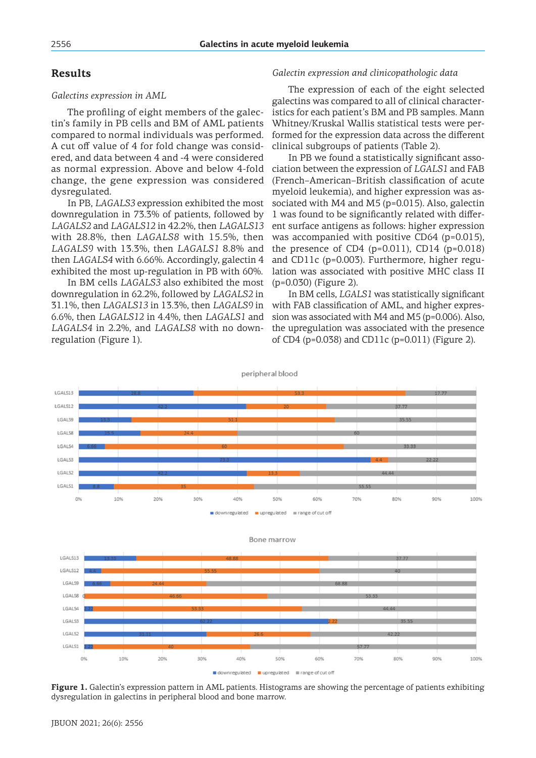## Results

### *Galectins expression in AML*

The profiling of eight members of the galectin's family in PB cells and BM of AML patients compared to normal individuals was performed. A cut off value of 4 for fold change was considered, and data between 4 and -4 were considered as normal expression. Above and below 4-fold change, the gene expression was considered dysregulated.

In PB, *LAGALS3* expression exhibited the most downregulation in 73.3% of patients, followed by *LAGALS2* and *LAGALS12* in 42.2%, then *LAGALS13* with 28.8%, then *LAGALS8* with 15.5%, then *LAGALS9* with 13.3%, then *LAGALS1* 8.8% and then *LAGALS4* with 6.66%. Accordingly, galectin 4 exhibited the most up-regulation in PB with 60%.

In BM cells *LAGALS3* also exhibited the most downregulation in 62.2%, followed by *LAGALS2* in 31.1%, then *LAGALS13* in 13.3%, then *LAGALS9* in 6.6%, then *LAGALS12* in 4.4%, then *LAGALS1* and *LAGALS4* in 2.2%, and *LAGALS8* with no downregulation (Figure 1).

### *Galectin expression and clinicopathologic data*

The expression of each of the eight selected galectins was compared to all of clinical characteristics for each patient's BM and PB samples. Mann Whitney/Kruskal Wallis statistical tests were performed for the expression data across the different clinical subgroups of patients (Table 2).

In PB we found a statistically significant association between the expression of *LGALS1* and FAB (French–American–British classification of acute myeloid leukemia), and higher expression was associated with M4 and M5 (p=0.015). Also, galectin 1 was found to be significantly related with different surface antigens as follows: higher expression was accompanied with positive CD64 (p=0.015), the presence of CD4 (p=0.011), CD14 (p=0.018) and CD11c (p=0.003). Furthermore, higher regulation was associated with positive MHC class II (p=0.030) (Figure 2).

In BM cells, *LGALS1* was statistically significant with FAB classification of AML, and higher expression was associated with M4 and M5 (p=0.006). Also, the upregulation was associated with the presence of CD4 (p=0.038) and CD11c (p=0.011) (Figure 2).

**Figure 1.** Galectin's expression pattern in AML patients. Histograms are showing the percentage of patients exhibiting dysregulation in galectins in peripheral blood and bone marrow.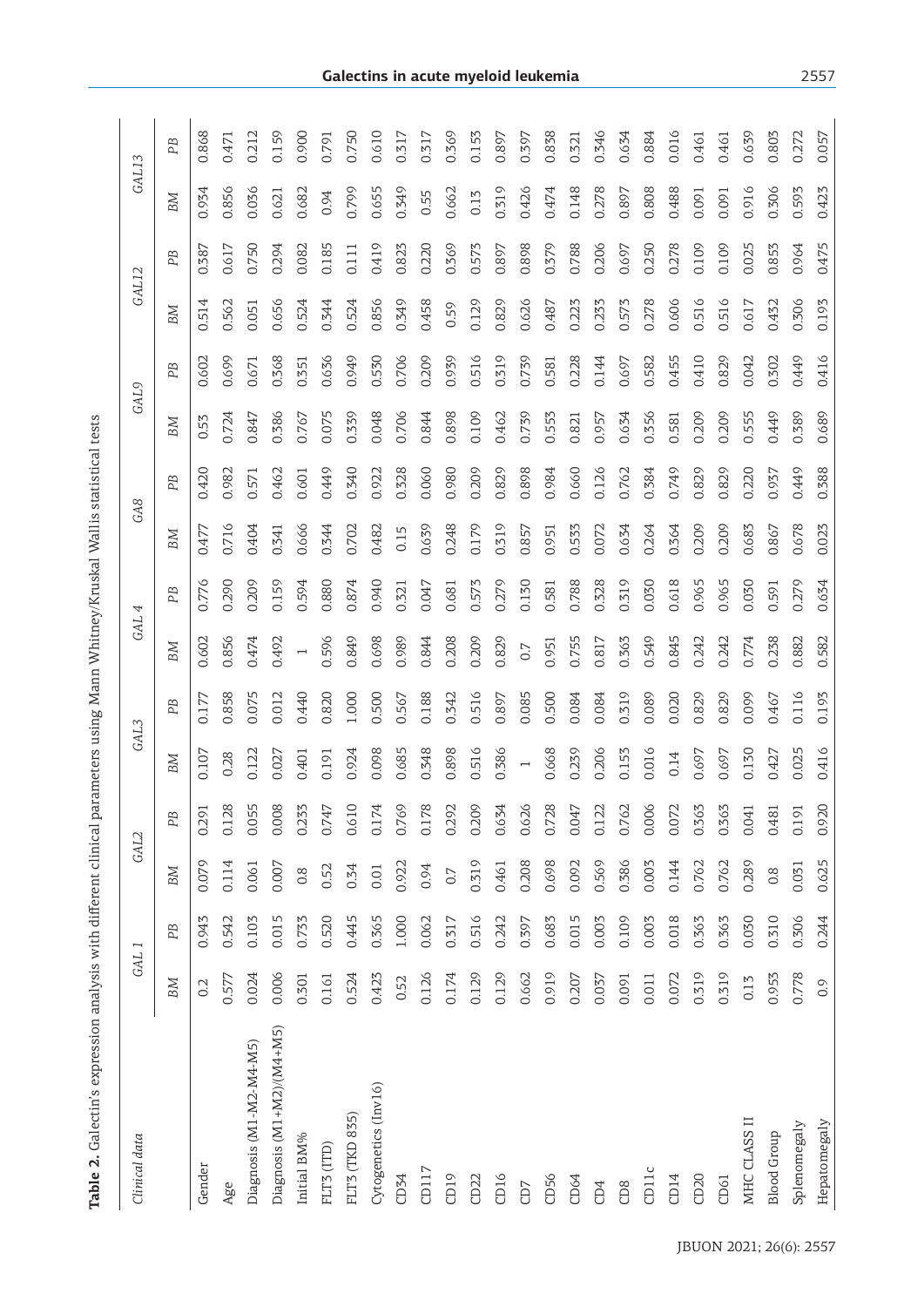**Table 2.** Galectin's expression analysis with different clinical parameters using Mann Whitney/Kruskal Wallis statistical tests

| Clinical data | GAL 1 | | GAL2 | | GAL3 | | GAL 4 | | GA8 | | GAL9 | | GAL12 | | GAL13 | |
|---|---|---|---|---|---|---|---|---|---|---|---|---|---|---|---|---|
| | BM | PB | BM | PB | BM | PB | BM | PB | BM | PB | BM | PB | BM | PB | BM | PB |
| Gender | 0.2 | 0.943 | 0.079 | 0.291 | 0.107 | 0.177 | 0.602 | 0.776 | 0.477 | 0.420 | 0.53 | 0.602 | 0.514 | 0.387 | 0.934 | 0.868 |
| Age | 0.577 | 0.542 | 0.114 | 0.128 | 0.28 | 0.858 | 0.856 | 0.290 | 0.716 | 0.982 | 0.724 | 0.699 | 0.562 | 0.617 | 0.856 | 0.471 |
| Diagnosis (M1-M2-M4-M5) | 0.024 | 0.103 | 0.061 | 0.055 | 0.122 | 0.075 | 0.474 | 0.209 | 0.404 | 0.571 | 0.847 | 0.671 | 0.051 | 0.750 | 0.036 | 0.212 |
| Diagnosis (M1+M2)/(M4+M5) | 0.006 | 0.015 | 0.007 | 0.008 | 0.027 | 0.012 | 0.492 | 0.159 | 0.341 | 0.462 | 0.386 | 0.368 | 0.656 | 0.294 | 0.621 | 0.159 |
| Initial BM% | 0.301 | 0.733 | 0.8 | 0.233 | 0.401 | 0.440 | 1 | 0.594 | 0.666 | 0.601 | 0.767 | 0.351 | 0.524 | 0.082 | 0.682 | 0.900 |
| FLT3 (ITD) | 0.161 | 0.520 | 0.52 | 0.747 | 0.191 | 0.820 | 0.596 | 0.880 | 0.344 | 0.449 | 0.075 | 0.656 | 0.344 | 0.185 | 0.94 | 0.791 |
| FLT3 (TKD 835) | 0.524 | 0.445 | 0.34 | 0.610 | 0.924 | 1.000 | 0.849 | 0.874 | 0.702 | 0.340 | 0.339 | 0.949 | 0.524 | 0.111 | 0.799 | 0.750 |
| Cytogenetics (Inv16) | 0.423 | 0.365 | 0.01 | 0.174 | 0.098 | 0.500 | 0.698 | 0.940 | 0.482 | 0.922 | 0.048 | 0.550 | 0.856 | 0.419 | 0.655 | 0.610 |
| CD34 | 0.52 | 1.000 | 0.922 | 0.769 | 0.685 | 0.567 | 0.989 | 0.321 | 0.15 | 0.328 | 0.706 | 0.706 | 0.349 | 0.823 | 0.349 | 0.317 |
| CD117 | 0.126 | 0.062 | 0.94 | 0.178 | 0.348 | 0.188 | 0.844 | 0.047 | 0.639 | 0.060 | 0.844 | 0.209 | 0.458 | 0.220 | 0.55 | 0.317 |
| CD19 | 0.174 | 0.317 | 0.7 | 0.292 | 0.898 | 0.342 | 0.208 | 0.681 | 0.248 | 0.980 | 0.898 | 0.939 | 0.59 | 0.369 | 0.662 | 0.369 |
| CD22 | 0.129 | 0.516 | 0.319 | 0.209 | 0.516 | 0.516 | 0.209 | 0.573 | 0.179 | 0.209 | 0.109 | 0.516 | 0.129 | 0.573 | 0.13 | 0.153 |
| CD16 | 0.129 | 0.242 | 0.461 | 0.634 | 0.386 | 0.897 | 0.829 | 0.279 | 0.319 | 0.829 | 0.462 | 0.319 | 0.829 | 0.897 | 0.319 | 0.897 |
| CD7 | 0.662 | 0.397 | 0.208 | 0.626 | 1 | 0.085 | 0.7 | 0.130 | 0.857 | 0.898 | 0.739 | 0.739 | 0.626 | 0.898 | 0.426 | 0.397 |
| CD56 | 0.919 | 0.683 | 0.698 | 0.728 | 0.668 | 0.500 | 0.951 | 0.581 | 0.951 | 0.984 | 0.553 | 0.581 | 0.487 | 0.379 | 0.474 | 0.838 |
| CD64 | 0.207 | 0.015 | 0.092 | 0.047 | 0.239 | 0.084 | 0.755 | 0.788 | 0.533 | 0.660 | 0.821 | 0.228 | 0.223 | 0.788 | 0.148 | 0.321 |
| CD4 | 0.037 | 0.003 | 0.569 | 0.122 | 0.206 | 0.084 | 0.817 | 0.328 | 0.072 | 0.126 | 0.957 | 0.144 | 0.233 | 0.206 | 0.278 | 0.346 |
| CD8 | 0.091 | 0.109 | 0.386 | 0.762 | 0.153 | 0.319 | 0.363 | 0.319 | 0.634 | 0.762 | 0.634 | 0.697 | 0.573 | 0.697 | 0.897 | 0.634 |
| CD11c | 0.011 | 0.003 | 0.003 | 0.006 | 0.016 | 0.089 | 0.549 | 0.030 | 0.264 | 0.384 | 0.356 | 0.582 | 0.278 | 0.250 | 0.808 | 0.884 |
| CD14 | 0.072 | 0.018 | 0.144 | 0.072 | 0.14 | 0.020 | 0.845 | 0.618 | 0.364 | 0.749 | 0.581 | 0.455 | 0.606 | 0.278 | 0.488 | 0.016 |
| CD20 | 0.319 | 0.363 | 0.762 | 0.363 | 0.697 | 0.829 | 0.242 | 0.965 | 0.209 | 0.829 | 0.209 | 0.410 | 0.516 | 0.109 | 0.091 | 0.461 |
| CD61 | 0.319 | 0.363 | 0.762 | 0.363 | 0.697 | 0.829 | 0.242 | 0.965 | 0.209 | 0.829 | 0.209 | 0.829 | 0.516 | 0.109 | 0.091 | 0.461 |
| MHC CLASS II | 0.13 | 0.030 | 0.289 | 0.041 | 0.130 | 0.099 | 0.774 | 0.030 | 0.683 | 0.220 | 0.555 | 0.042 | 0.617 | 0.025 | 0.916 | 0.639 |
| Blood Group | 0.953 | 0.310 | 0.8 | 0.481 | 0.427 | 0.467 | 0.238 | 0.591 | 0.867 | 0.937 | 0.449 | 0.302 | 0.432 | 0.853 | 0.306 | 0.803 |
| Splenomegaly | 0.778 | 0.306 | 0.031 | 0.191 | 0.025 | 0.116 | 0.882 | 0.279 | 0.678 | 0.449 | 0.389 | 0.449 | 0.506 | 0.964 | 0.593 | 0.272 |
| Hepatomegaly | 0.9 | 0.244 | 0.625 | 0.920 | 0.416 | 0.193 | 0.582 | 0.634 | 0.023 | 0.388 | 0.689 | 0.416 | 0.193 | 0.475 | 0.423 | 0.057 |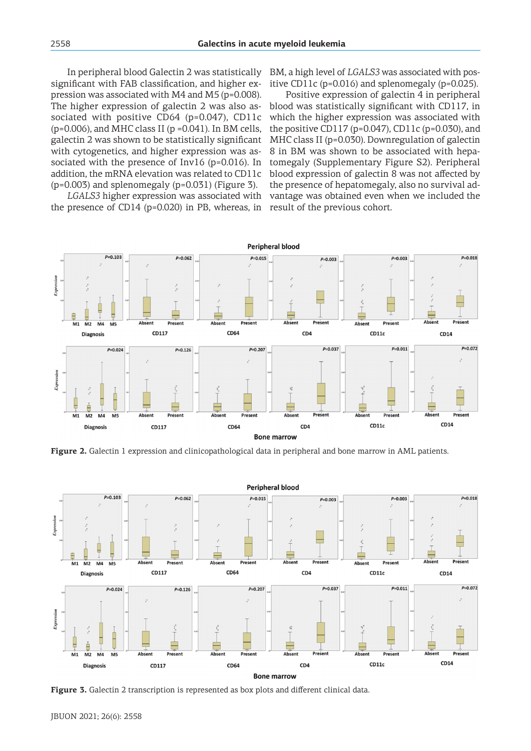In peripheral blood Galectin 2 was statistically significant with FAB classification, and higher expression was associated with M4 and M5 (p=0.008). The higher expression of galectin 2 was also associated with positive CD64 (p=0.047), CD11c (p=0.006), and MHC class II (p =0.041). In BM cells, galectin 2 was shown to be statistically significant with cytogenetics, and higher expression was associated with the presence of Inv16 (p=0.016). In addition, the mRNA elevation was related to CD11c (p=0.003) and splenomegaly (p=0.031) (Figure 3).

*LGALS3* higher expression was associated with the presence of CD14 (p=0.020) in PB, whereas, in BM, a high level of *LGALS3* was associated with positive CD11c (p=0.016) and splenomegaly (p=0.025).

Positive expression of galectin 4 in peripheral blood was statistically significant with CD117, in which the higher expression was associated with the positive CD117 (p=0.047), CD11c (p=0.030), and MHC class II (p=0.030). Downregulation of galectin 8 in BM was shown to be associated with hepatomegaly (Supplementary Figure S2). Peripheral blood expression of galectin 8 was not affected by the presence of hepatomegaly, also no survival advantage was obtained even when we included the result of the previous cohort.

**Figure 2.** Galectin 1 expression and clinicopathological data in peripheral and bone marrow in AML patients.

**Figure 3.** Galectin 2 transcription is represented as box plots and different clinical data.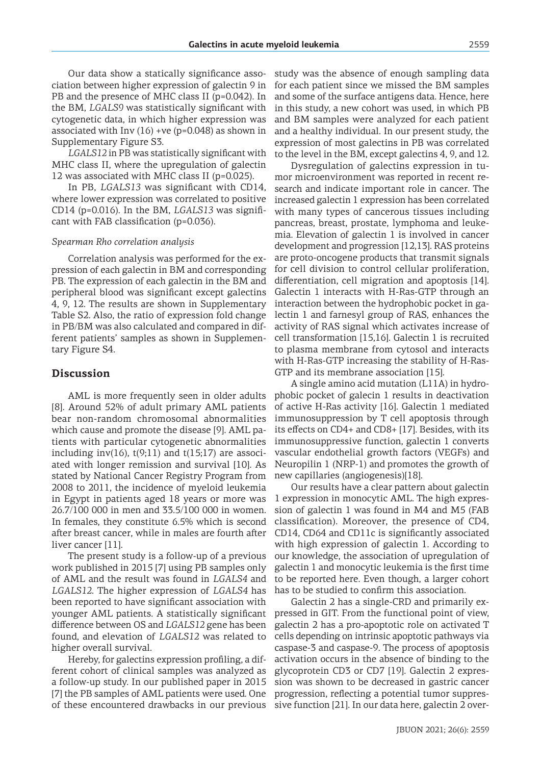Our data show a statically significance association between higher expression of galectin 9 in PB and the presence of MHC class II (p=0.042). In the BM, *LGALS9* was statistically significant with cytogenetic data, in which higher expression was associated with Inv (16) +ve (p=0.048) as shown in Supplementary Figure S3.

*LGALS12* in PB was statistically significant with MHC class II, where the upregulation of galectin 12 was associated with MHC class II (p=0.025).

In PB, *LGALS13* was significant with CD14, where lower expression was correlated to positive CD14 (p=0.016). In the BM, *LGALS13* was significant with FAB classification (p=0.036).

*Spearman Rho correlation analysis*

Correlation analysis was performed for the expression of each galectin in BM and corresponding PB. The expression of each galectin in the BM and peripheral blood was significant except galectins 4, 9, 12. The results are shown in Supplementary Table S2. Also, the ratio of expression fold change in PB/BM was also calculated and compared in different patients' samples as shown in Supplementary Figure S4.

## Discussion

AML is more frequently seen in older adults [8]. Around 52% of adult primary AML patients bear non-random chromosomal abnormalities which cause and promote the disease [9]. AML patients with particular cytogenetic abnormalities including inv(16), t(9;11) and t(15;17) are associated with longer remission and survival [10]. As stated by National Cancer Registry Program from 2008 to 2011, the incidence of myeloid leukemia in Egypt in patients aged 18 years or more was 26.7/100 000 in men and 33.5/100 000 in women. In females, they constitute 6.5% which is second after breast cancer, while in males are fourth after liver cancer [11].

The present study is a follow-up of a previous work published in 2015 [7] using PB samples only of AML and the result was found in *LGALS4* and *LGALS12*. The higher expression of *LGALS4* has been reported to have significant association with younger AML patients. A statistically significant difference between OS and *LGALS12* gene has been found, and elevation of *LGALS12* was related to higher overall survival.

Hereby, for galectins expression profiling, a different cohort of clinical samples was analyzed as a follow-up study. In our published paper in 2015 [7] the PB samples of AML patients were used. One of these encountered drawbacks in our previous study was the absence of enough sampling data for each patient since we missed the BM samples and some of the surface antigens data. Hence, here in this study, a new cohort was used, in which PB and BM samples were analyzed for each patient and a healthy individual. In our present study, the expression of most galectins in PB was correlated to the level in the BM, except galectins 4, 9, and 12.

Dysregulation of galectins expression in tumor microenvironment was reported in recent research and indicate important role in cancer. The increased galectin 1 expression has been correlated with many types of cancerous tissues including pancreas, breast, prostate, lymphoma and leukemia. Elevation of galectin 1 is involved in cancer development and progression [12,13]. RAS proteins are proto-oncogene products that transmit signals for cell division to control cellular proliferation, differentiation, cell migration and apoptosis [14]. Galectin 1 interacts with H-Ras-GTP through an interaction between the hydrophobic pocket in galectin 1 and farnesyl group of RAS, enhances the activity of RAS signal which activates increase of cell transformation [15,16]. Galectin 1 is recruited to plasma membrane from cytosol and interacts with H-Ras-GTP increasing the stability of H-Ras-GTP and its membrane association [15].

A single amino acid mutation (L11A) in hydrophobic pocket of galecin 1 results in deactivation of active H-Ras activity [16]. Galectin 1 mediated immunosuppression by T cell apoptosis through its effects on CD4+ and CD8+ [17]. Besides, with its immunosuppressive function, galectin 1 converts vascular endothelial growth factors (VEGFs) and Neuropilin 1 (NRP-1) and promotes the growth of new capillaries (angiogenesis)[18].

Our results have a clear pattern about galectin 1 expression in monocytic AML. The high expression of galectin 1 was found in M4 and M5 (FAB classification). Moreover, the presence of CD4, CD14, CD64 and CD11c is significantly associated with high expression of galectin 1. According to our knowledge, the association of upregulation of galectin 1 and monocytic leukemia is the first time to be reported here. Even though, a larger cohort has to be studied to confirm this association.

Galectin 2 has a single-CRD and primarily expressed in GIT. From the functional point of view, galectin 2 has a pro-apoptotic role on activated T cells depending on intrinsic apoptotic pathways via caspase-3 and caspase-9. The process of apoptosis activation occurs in the absence of binding to the glycoprotein CD3 or CD7 [19]. Galectin 2 expression was shown to be decreased in gastric cancer progression, reflecting a potential tumor suppressive function [21]. In our data here, galectin 2 over-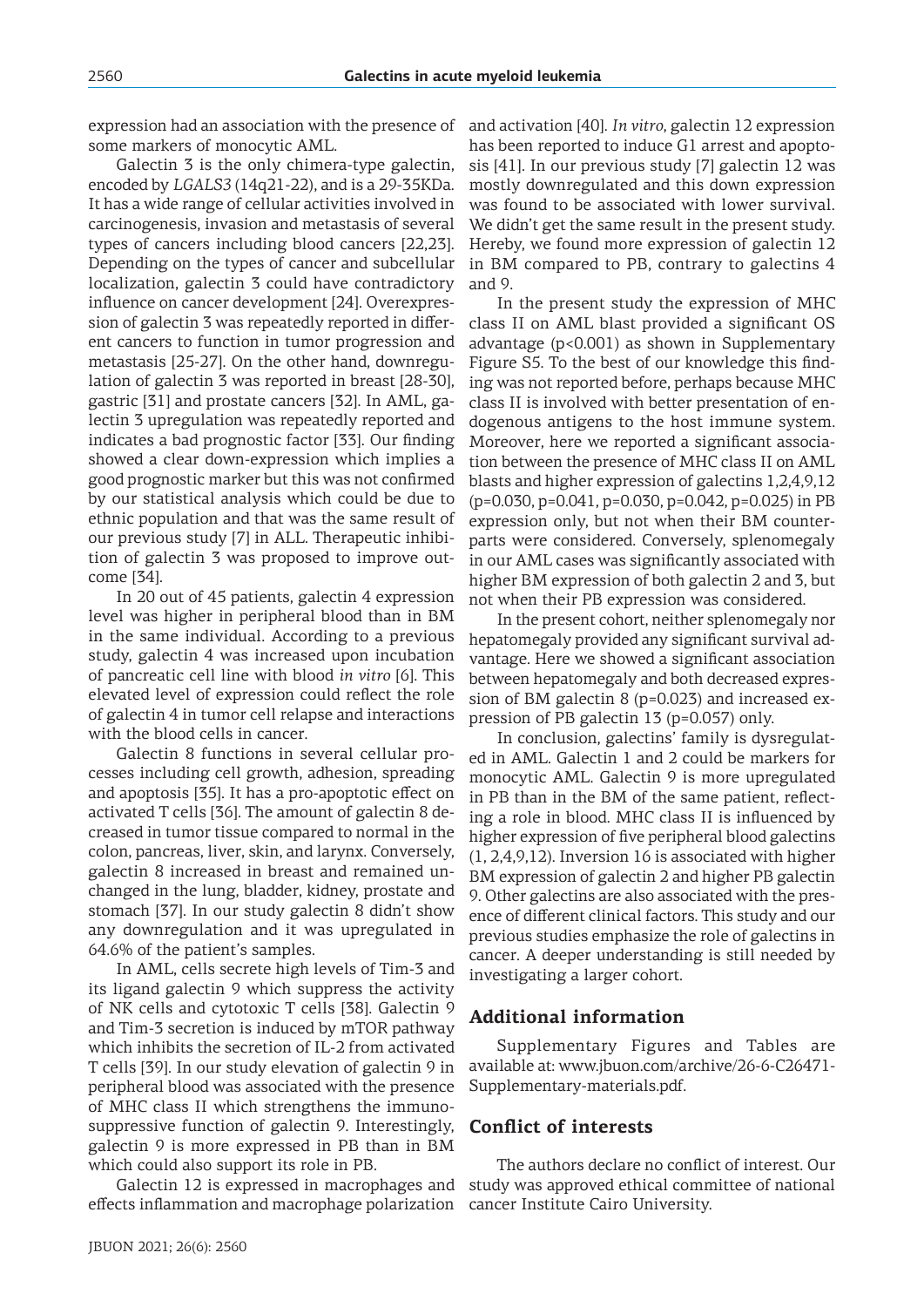expression had an association with the presence of some markers of monocytic AML.

Galectin 3 is the only chimera-type galectin, encoded by *LGALS3* (14q21-22), and is a 29-35KDa. It has a wide range of cellular activities involved in carcinogenesis, invasion and metastasis of several types of cancers including blood cancers [22,23]. Depending on the types of cancer and subcellular localization, galectin 3 could have contradictory influence on cancer development [24]. Overexpression of galectin 3 was repeatedly reported in different cancers to function in tumor progression and metastasis [25-27]. On the other hand, downregulation of galectin 3 was reported in breast [28-30], gastric [31] and prostate cancers [32]. In AML, galectin 3 upregulation was repeatedly reported and indicates a bad prognostic factor [33]. Our finding showed a clear down-expression which implies a good prognostic marker but this was not confirmed by our statistical analysis which could be due to ethnic population and that was the same result of our previous study [7] in ALL. Therapeutic inhibition of galectin 3 was proposed to improve outcome [34].

In 20 out of 45 patients, galectin 4 expression level was higher in peripheral blood than in BM in the same individual. According to a previous study, galectin 4 was increased upon incubation of pancreatic cell line with blood *in vitro* [6]. This elevated level of expression could reflect the role of galectin 4 in tumor cell relapse and interactions with the blood cells in cancer.

Galectin 8 functions in several cellular processes including cell growth, adhesion, spreading and apoptosis [35]. It has a pro-apoptotic effect on activated T cells [36]. The amount of galectin 8 decreased in tumor tissue compared to normal in the colon, pancreas, liver, skin, and larynx. Conversely, galectin 8 increased in breast and remained unchanged in the lung, bladder, kidney, prostate and stomach [37]. In our study galectin 8 didn't show any downregulation and it was upregulated in 64.6% of the patient's samples.

In AML, cells secrete high levels of Tim-3 and its ligand galectin 9 which suppress the activity of NK cells and cytotoxic T cells [38]. Galectin 9 and Tim-3 secretion is induced by mTOR pathway which inhibits the secretion of IL-2 from activated T cells [39]. In our study elevation of galectin 9 in peripheral blood was associated with the presence of MHC class II which strengthens the immunosuppressive function of galectin 9. Interestingly, galectin 9 is more expressed in PB than in BM which could also support its role in PB.

Galectin 12 is expressed in macrophages and effects inflammation and macrophage polarization and activation [40]. *In vitro*, galectin 12 expression has been reported to induce G1 arrest and apoptosis [41]. In our previous study [7] galectin 12 was mostly downregulated and this down expression was found to be associated with lower survival. We didn't get the same result in the present study. Hereby, we found more expression of galectin 12 in BM compared to PB, contrary to galectins 4 and 9.

In the present study the expression of MHC class II on AML blast provided a significant OS advantage ($p<0.001$) as shown in Supplementary Figure S5. To the best of our knowledge this finding was not reported before, perhaps because MHC class II is involved with better presentation of endogenous antigens to the host immune system. Moreover, here we reported a significant association between the presence of MHC class II on AML blasts and higher expression of galectins 1,2,4,9,12 ($p=0.030$, $p=0.041$, $p=0.030$, $p=0.042$, $p=0.025$) in PB expression only, but not when their BM counterparts were considered. Conversely, splenomegaly in our AML cases was significantly associated with higher BM expression of both galectin 2 and 3, but not when their PB expression was considered.

In the present cohort, neither splenomegaly nor hepatomegaly provided any significant survival advantage. Here we showed a significant association between hepatomegaly and both decreased expression of BM galectin 8 ($p=0.023$) and increased expression of PB galectin 13 ($p=0.057$) only.

In conclusion, galectins' family is dysregulated in AML. Galectin 1 and 2 could be markers for monocytic AML. Galectin 9 is more upregulated in PB than in the BM of the same patient, reflecting a role in blood. MHC class II is influenced by higher expression of five peripheral blood galectins (1, 2,4,9,12). Inversion 16 is associated with higher BM expression of galectin 2 and higher PB galectin 9. Other galectins are also associated with the presence of different clinical factors. This study and our previous studies emphasize the role of galectins in cancer. A deeper understanding is still needed by investigating a larger cohort.

## Additional information

Supplementary Figures and Tables are available at: www.jbuon.com/archive/26-6-C26471-Supplementary-materials.pdf.

## Conflict of interests

The authors declare no conflict of interest. Our study was approved ethical committee of national cancer Institute Cairo University.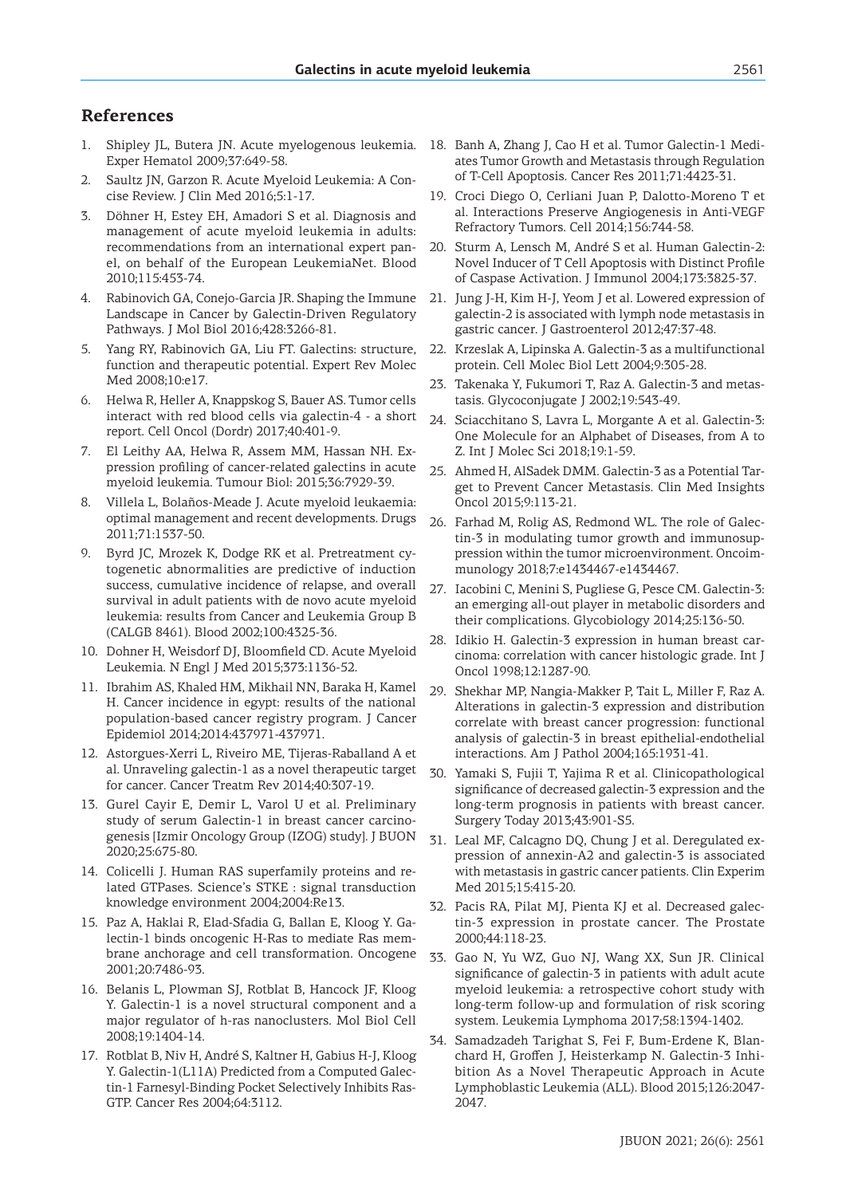## References

1. Shipley JL, Butera JN. Acute myelogenous leukemia. Exper Hematol 2009;37:649-58.
2. Saultz JN, Garzon R. Acute Myeloid Leukemia: A Concise Review. J Clin Med 2016;5:1-17.
3. Döhner H, Estey EH, Amadori S et al. Diagnosis and management of acute myeloid leukemia in adults: recommendations from an international expert panel, on behalf of the European LeukemiaNet. Blood 2010;115:453-74.
4. Rabinovich GA, Conejo-Garcia JR. Shaping the Immune Landscape in Cancer by Galectin-Driven Regulatory Pathways. J Mol Biol 2016;428:3266-81.
5. Yang RY, Rabinovich GA, Liu FT. Galectins: structure, function and therapeutic potential. Expert Rev Molec Med 2008;10:e17.
6. Helwa R, Heller A, Knappskog S, Bauer AS. Tumor cells interact with red blood cells via galectin-4 - a short report. Cell Oncol (Dordr) 2017;40:401-9.
7. El Leithy AA, Helwa R, Assem MM, Hassan NH. Expression profiling of cancer-related galectins in acute myeloid leukemia. Tumour Biol: 2015;36:7929-39.
8. Villela L, Bolaños-Meade J. Acute myeloid leukaemia: optimal management and recent developments. Drugs 2011;71:1537-50.
9. Byrd JC, Mrozek K, Dodge RK et al. Pretreatment cytogenetic abnormalities are predictive of induction success, cumulative incidence of relapse, and overall survival in adult patients with de novo acute myeloid leukemia: results from Cancer and Leukemia Group B (CALGB 8461). Blood 2002;100:4325-36.
10. Dohner H, Weisdorf DJ, Bloomfield CD. Acute Myeloid Leukemia. N Engl J Med 2015;373:1136-52.
11. Ibrahim AS, Khaled HM, Mikhail NN, Baraka H, Kamel H. Cancer incidence in egypt: results of the national population-based cancer registry program. J Cancer Epidemiol 2014;2014:437971-437971.
12. Astorgues-Xerri L, Riveiro ME, Tijeras-Raballand A et al. Unraveling galectin-1 as a novel therapeutic target for cancer. Cancer Treatm Rev 2014;40:307-19.
13. Gurel Cayir E, Demir L, Varol U et al. Preliminary study of serum Galectin-1 in breast cancer carcinogenesis [Izmir Oncology Group (IZOG) study]. J BUON 2020;25:675-80.
14. Colicelli J. Human RAS superfamily proteins and related GTPases. Science's STKE : signal transduction knowledge environment 2004;2004:Re13.
15. Paz A, Haklai R, Elad-Sfadia G, Ballan E, Kloog Y. Galectin-1 binds oncogenic H-Ras to mediate Ras membrane anchorage and cell transformation. Oncogene 2001;20:7486-93.
16. Belanis L, Plowman SJ, Rotblat B, Hancock JF, Kloog Y. Galectin-1 is a novel structural component and a major regulator of h-ras nanoclusters. Mol Biol Cell 2008;19:1404-14.
17. Rotblat B, Niv H, André S, Kaltner H, Gabius H-J, Kloog Y. Galectin-1(L11A) Predicted from a Computed Galectin-1 Farnesyl-Binding Pocket Selectively Inhibits Ras-GTP. Cancer Res 2004;64:3112.
18. Banh A, Zhang J, Cao H et al. Tumor Galectin-1 Mediates Tumor Growth and Metastasis through Regulation of T-Cell Apoptosis. Cancer Res 2011;71:4423-31.
19. Croci Diego O, Cerliani Juan P, Dalotto-Moreno T et al. Interactions Preserve Angiogenesis in Anti-VEGF Refractory Tumors. Cell 2014;156:744-58.
20. Sturm A, Lensch M, André S et al. Human Galectin-2: Novel Inducer of T Cell Apoptosis with Distinct Profile of Caspase Activation. J Immunol 2004;173:3825-37.
21. Jung J-H, Kim H-J, Yeom J et al. Lowered expression of galectin-2 is associated with lymph node metastasis in gastric cancer. J Gastroenterol 2012;47:37-48.
22. Krzeslak A, Lipinska A. Galectin-3 as a multifunctional protein. Cell Molec Biol Lett 2004;9:305-28.
23. Takenaka Y, Fukumori T, Raz A. Galectin-3 and metastasis. Glycoconjugate J 2002;19:543-49.
24. Sciacchitano S, Lavra L, Morgante A et al. Galectin-3: One Molecule for an Alphabet of Diseases, from A to Z. Int J Molec Sci 2018;19:1-59.
25. Ahmed H, AlSadek DMM. Galectin-3 as a Potential Target to Prevent Cancer Metastasis. Clin Med Insights Oncol 2015;9:113-21.
26. Farhad M, Rolig AS, Redmond WL. The role of Galectin-3 in modulating tumor growth and immunosuppression within the tumor microenvironment. Oncoimmunology 2018;7:e1434467-e1434467.
27. Iacobini C, Menini S, Pugliese G, Pesce CM. Galectin-3: an emerging all-out player in metabolic disorders and their complications. Glycobiology 2014;25:136-50.
28. Idikio H. Galectin-3 expression in human breast carcinoma: correlation with cancer histologic grade. Int J Oncol 1998;12:1287-90.
29. Shekhar MP, Nangia-Makker P, Tait L, Miller F, Raz A. Alterations in galectin-3 expression and distribution correlate with breast cancer progression: functional analysis of galectin-3 in breast epithelial-endothelial interactions. Am J Pathol 2004;165:1931-41.
30. Yamaki S, Fujii T, Yajima R et al. Clinicopathological significance of decreased galectin-3 expression and the long-term prognosis in patients with breast cancer. Surgery Today 2013;43:901-S5.
31. Leal MF, Calcagno DQ, Chung J et al. Deregulated expression of annexin-A2 and galectin-3 is associated with metastasis in gastric cancer patients. Clin Experim Med 2015;15:415-20.
32. Pacis RA, Pilat MJ, Pienta KJ et al. Decreased galectin-3 expression in prostate cancer. The Prostate 2000;44:118-23.
33. Gao N, Yu WZ, Guo NJ, Wang XX, Sun JR. Clinical significance of galectin-3 in patients with adult acute myeloid leukemia: a retrospective cohort study with long-term follow-up and formulation of risk scoring system. Leukemia Lymphoma 2017;58:1394-1402.
34. Samadzadeh Tarighat S, Fei F, Bum-Erdene K, Blanchard H, Groffen J, Heisterkamp N. Galectin-3 Inhibition As a Novel Therapeutic Approach in Acute Lymphoblastic Leukemia (ALL). Blood 2015;126:2047-2047.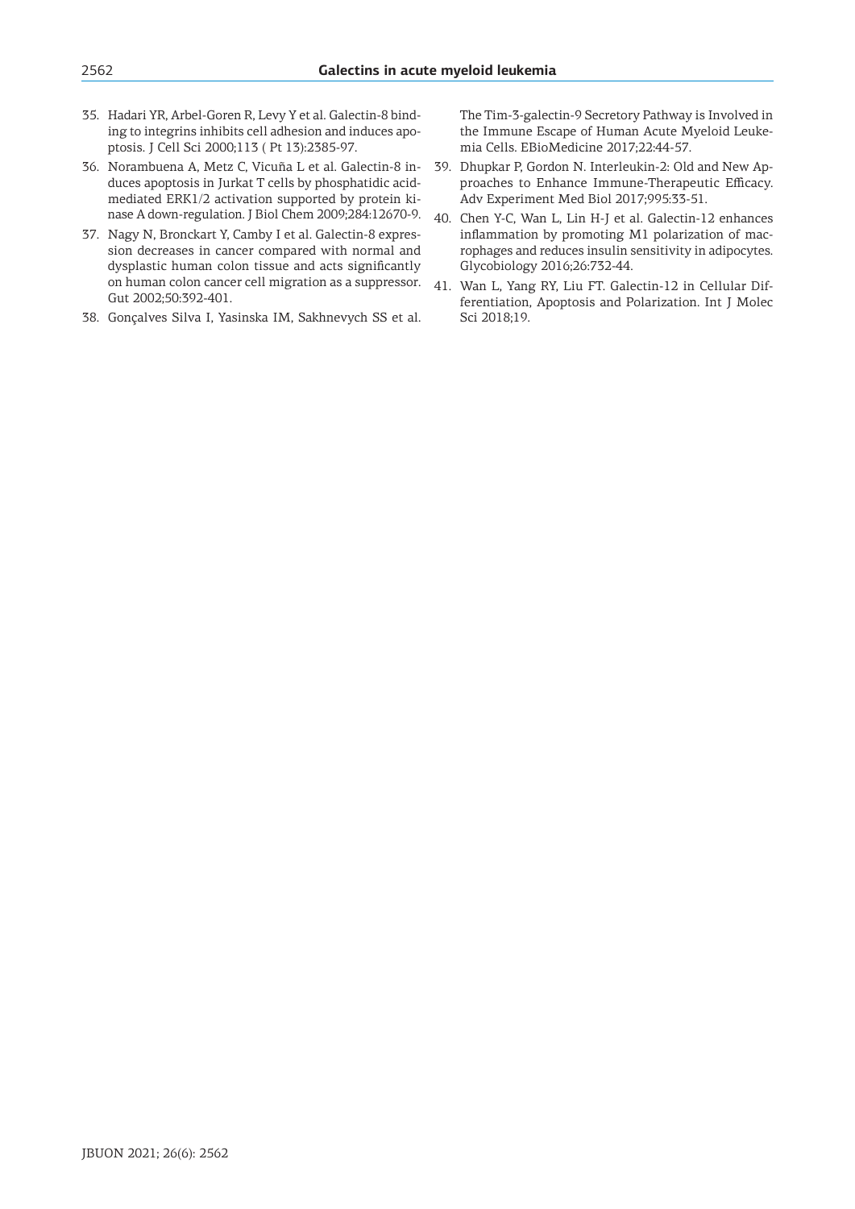35. Hadari YR, Arbel-Goren R, Levy Y et al. Galectin-8 binding to integrins inhibits cell adhesion and induces apoptosis. J Cell Sci 2000;113 ( Pt 13):2385-97.
36. Norambuena A, Metz C, Vicuña L et al. Galectin-8 induces apoptosis in Jurkat T cells by phosphatidic acid-mediated ERK1/2 activation supported by protein kinase A down-regulation. J Biol Chem 2009;284:12670-9.
37. Nagy N, Bronckart Y, Camby I et al. Galectin-8 expression decreases in cancer compared with normal and dysplastic human colon tissue and acts significantly on human colon cancer cell migration as a suppressor. Gut 2002;50:392-401.
38. Gonçalves Silva I, Yasinska IM, Sakhnevych SS et al. The Tim-3-galectin-9 Secretory Pathway is Involved in the Immune Escape of Human Acute Myeloid Leukemia Cells. EBioMedicine 2017;22:44-57.
39. Dhupkar P, Gordon N. Interleukin-2: Old and New Approaches to Enhance Immune-Therapeutic Efficacy. Adv Experiment Med Biol 2017;995:33-51.
40. Chen Y-C, Wan L, Lin H-J et al. Galectin-12 enhances inflammation by promoting M1 polarization of macrophages and reduces insulin sensitivity in adipocytes. Glycobiology 2016;26:732-44.
41. Wan L, Yang RY, Liu FT. Galectin-12 in Cellular Differentiation, Apoptosis and Polarization. Int J Molec Sci 2018;19.